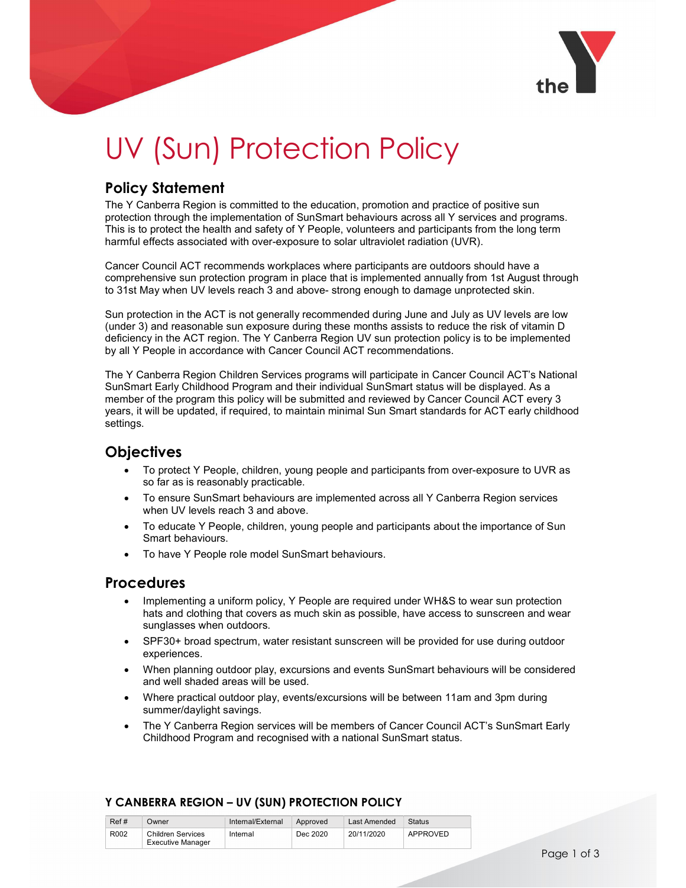# UV (Sun) Protection Policy

## Policy Statement

The Y Canberra Region is committed to the education, promotion and practice of positive sun protection through the implementation of SunSmart behaviours across all Y services and programs. This is to protect the health and safety of Y People, volunteers and participants from the long term harmful effects associated with over-exposure to solar ultraviolet radiation (UVR).

Cancer Council ACT recommends workplaces where participants are outdoors should have a comprehensive sun protection program in place that is implemented annually from 1st August through to 31st May when UV levels reach 3 and above- strong enough to damage unprotected skin.

Sun protection in the ACT is not generally recommended during June and July as UV levels are low (under 3) and reasonable sun exposure during these months assists to reduce the risk of vitamin D deficiency in the ACT region. The Y Canberra Region UV sun protection policy is to be implemented by all Y People in accordance with Cancer Council ACT recommendations.

The Y Canberra Region Children Services programs will participate in Cancer Council ACT's National SunSmart Early Childhood Program and their individual SunSmart status will be displayed. As a member of the program this policy will be submitted and reviewed by Cancer Council ACT every 3 years, it will be updated, if required, to maintain minimal Sun Smart standards for ACT early childhood settings.

## Objectives

- To protect Y People, children, young people and participants from over-exposure to UVR as so far as is reasonably practicable.
- To ensure SunSmart behaviours are implemented across all Y Canberra Region services when UV levels reach 3 and above.
- To educate Y People, children, young people and participants about the importance of Sun Smart behaviours.
- To have Y People role model SunSmart behaviours.

## Procedures

- Implementing a uniform policy, Y People are required under WH&S to wear sun protection hats and clothing that covers as much skin as possible, have access to sunscreen and wear sunglasses when outdoors.
- SPF30+ broad spectrum, water resistant sunscreen will be provided for use during outdoor experiences.
- When planning outdoor play, excursions and events SunSmart behaviours will be considered and well shaded areas will be used.
- Where practical outdoor play, events/excursions will be between 11am and 3pm during summer/daylight savings.
- The Y Canberra Region services will be members of Cancer Council ACT's SunSmart Early Childhood Program and recognised with a national SunSmart status.

**Y CANBERRA REGION – UV (SUN) PROTECTION POLICY**

| Ref # | Owner | Internal/External | Approved | Last Amended | Status |
|---|---|---|---|---|---|
| R002 | Children Services Executive Manager | Internal | Dec 2020 | 20/11/2020 | APPROVED |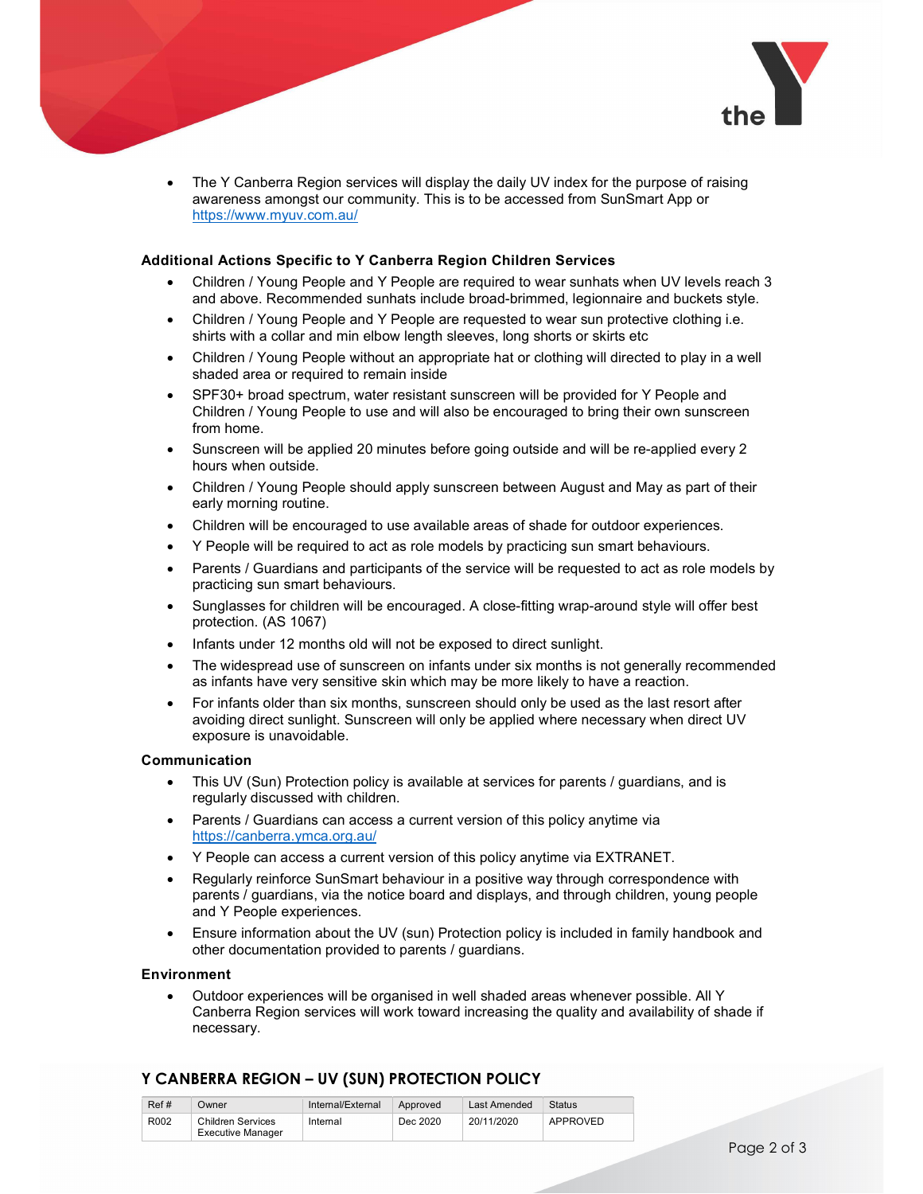- The Y Canberra Region services will display the daily UV index for the purpose of raising awareness amongst our community. This is to be accessed from SunSmart App or https://www.myuv.com.au/

**Additional Actions Specific to Y Canberra Region Children Services**

- Children / Young People and Y People are required to wear sunhats when UV levels reach 3 and above. Recommended sunhats include broad-brimmed, legionnaire and buckets style.
- Children / Young People and Y People are requested to wear sun protective clothing i.e. shirts with a collar and min elbow length sleeves, long shorts or skirts etc
- Children / Young People without an appropriate hat or clothing will directed to play in a well shaded area or required to remain inside
- SPF30+ broad spectrum, water resistant sunscreen will be provided for Y People and Children / Young People to use and will also be encouraged to bring their own sunscreen from home.
- Sunscreen will be applied 20 minutes before going outside and will be re-applied every 2 hours when outside.
- Children / Young People should apply sunscreen between August and May as part of their early morning routine.
- Children will be encouraged to use available areas of shade for outdoor experiences.
- Y People will be required to act as role models by practicing sun smart behaviours.
- Parents / Guardians and participants of the service will be requested to act as role models by practicing sun smart behaviours.
- Sunglasses for children will be encouraged. A close-fitting wrap-around style will offer best protection. (AS 1067)
- Infants under 12 months old will not be exposed to direct sunlight.
- The widespread use of sunscreen on infants under six months is not generally recommended as infants have very sensitive skin which may be more likely to have a reaction.
- For infants older than six months, sunscreen should only be used as the last resort after avoiding direct sunlight. Sunscreen will only be applied where necessary when direct UV exposure is unavoidable.

**Communication**

- This UV (Sun) Protection policy is available at services for parents / guardians, and is regularly discussed with children.
- Parents / Guardians can access a current version of this policy anytime via https://canberra.ymca.org.au/
- Y People can access a current version of this policy anytime via EXTRANET.
- Regularly reinforce SunSmart behaviour in a positive way through correspondence with parents / guardians, via the notice board and displays, and through children, young people and Y People experiences.
- Ensure information about the UV (sun) Protection policy is included in family handbook and other documentation provided to parents / guardians.

**Environment**

- Outdoor experiences will be organised in well shaded areas whenever possible. All Y Canberra Region services will work toward increasing the quality and availability of shade if necessary.

**Y CANBERRA REGION – UV (SUN) PROTECTION POLICY**

| Ref # | Owner | Internal/External | Approved | Last Amended | Status |
|---|---|---|---|---|---|
| R002 | Children Services Executive Manager | Internal | Dec 2020 | 20/11/2020 | APPROVED |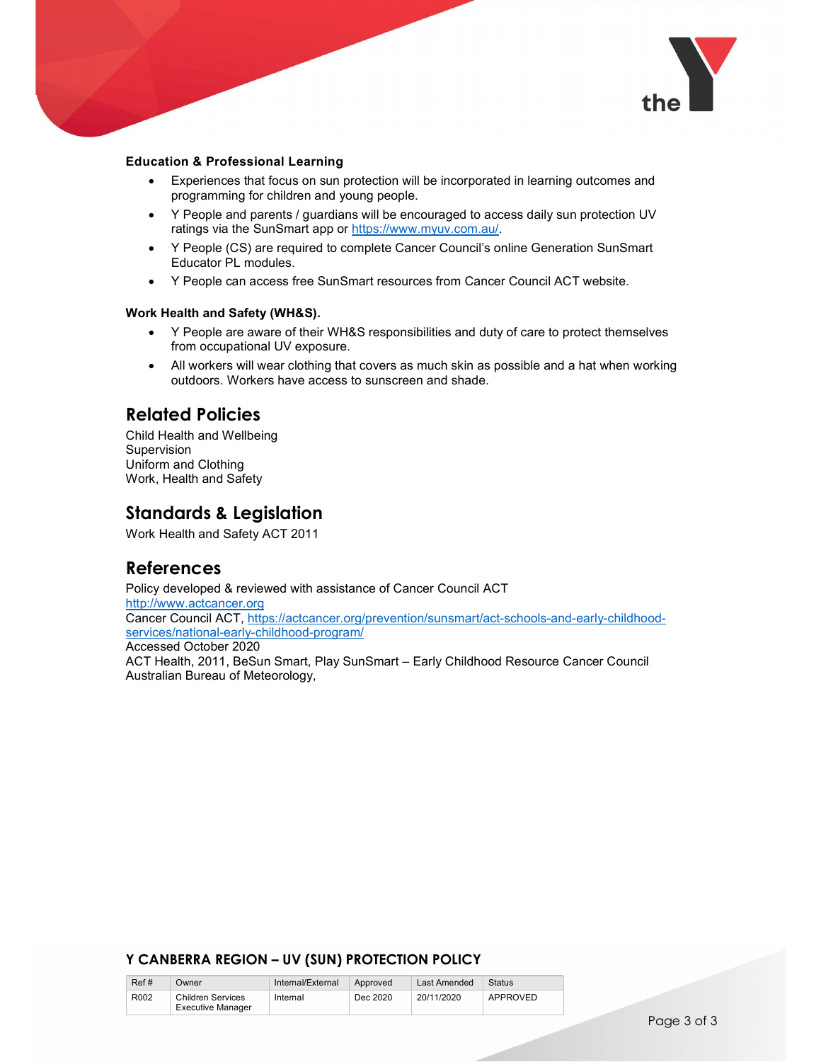**Education & Professional Learning**

- Experiences that focus on sun protection will be incorporated in learning outcomes and programming for children and young people.
- Y People and parents / guardians will be encouraged to access daily sun protection UV ratings via the SunSmart app or https://www.myuv.com.au/.
- Y People (CS) are required to complete Cancer Council's online Generation SunSmart Educator PL modules.
- Y People can access free SunSmart resources from Cancer Council ACT website.

**Work Health and Safety (WH&S).**

- Y People are aware of their WH&S responsibilities and duty of care to protect themselves from occupational UV exposure.
- All workers will wear clothing that covers as much skin as possible and a hat when working outdoors. Workers have access to sunscreen and shade.

## Related Policies

Child Health and Wellbeing
Supervision
Uniform and Clothing
Work, Health and Safety

## Standards & Legislation

Work Health and Safety ACT 2011

## References

Policy developed & reviewed with assistance of Cancer Council ACT
http://www.actcancer.org
Cancer Council ACT, https://actcancer.org/prevention/sunsmart/act-schools-and-early-childhood-services/national-early-childhood-program/
Accessed October 2020
ACT Health, 2011, BeSun Smart, Play SunSmart – Early Childhood Resource Cancer Council
Australian Bureau of Meteorology,

**Y CANBERRA REGION – UV (SUN) PROTECTION POLICY**

| Ref # | Owner | Internal/External | Approved | Last Amended | Status |
|---|---|---|---|---|---|
| R002 | Children Services Executive Manager | Internal | Dec 2020 | 20/11/2020 | APPROVED |